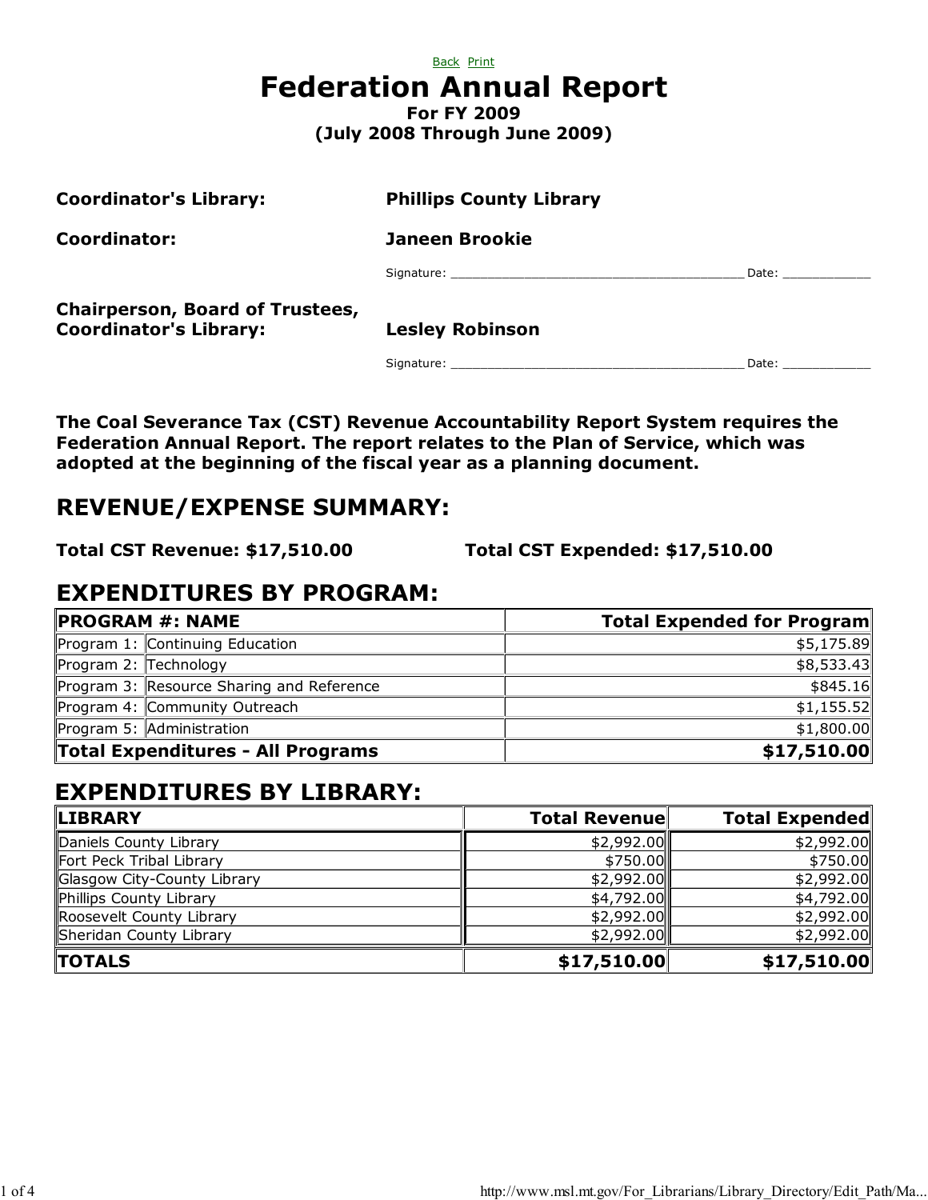Back Print

# Federation Annual Report

**For FY 2009**
**(July 2008 Through June 2009)**

**Coordinator's Library:** **Phillips County Library**

**Coordinator:** **Janeen Brookie**

Signature: _______________________________________ Date: ____________

**Chairperson, Board of Trustees, Coordinator's Library:** **Lesley Robinson**

Signature: _______________________________________ Date: ____________

**The Coal Severance Tax (CST) Revenue Accountability Report System requires the Federation Annual Report. The report relates to the Plan of Service, which was adopted at the beginning of the fiscal year as a planning document.**

## REVENUE/EXPENSE SUMMARY:

**Total CST Revenue: $17,510.00** **Total CST Expended: $17,510.00**

## EXPENDITURES BY PROGRAM:

| PROGRAM #: NAME | | Total Expended for Program |
|---|---|---:|
| Program 1: | Continuing Education | $5,175.89 |
| Program 2: | Technology | $8,533.43 |
| Program 3: | Resource Sharing and Reference | $845.16 |
| Program 4: | Community Outreach | $1,155.52 |
| Program 5: | Administration | $1,800.00 |
| **Total Expenditures - All Programs** | | **$17,510.00** |

## EXPENDITURES BY LIBRARY:

| LIBRARY | Total Revenue | Total Expended |
|---|---:|---:|
| Daniels County Library | $2,992.00 | $2,992.00 |
| Fort Peck Tribal Library | $750.00 | $750.00 |
| Glasgow City-County Library | $2,992.00 | $2,992.00 |
| Phillips County Library | $4,792.00 | $4,792.00 |
| Roosevelt County Library | $2,992.00 | $2,992.00 |
| Sheridan County Library | $2,992.00 | $2,992.00 |
| **TOTALS** | **$17,510.00** | **$17,510.00** |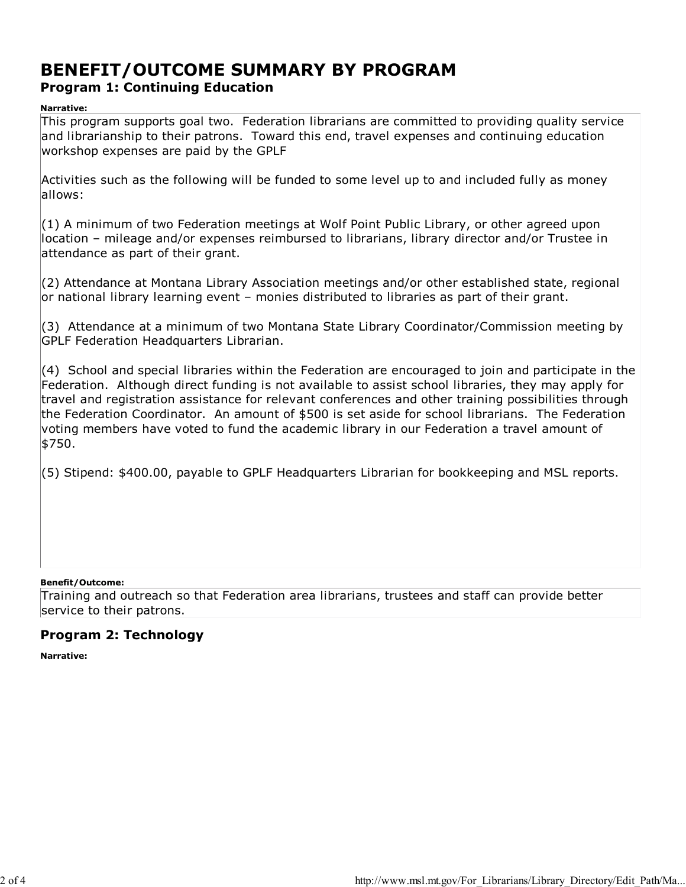# BENEFIT/OUTCOME SUMMARY BY PROGRAM

## Program 1: Continuing Education

**Narrative:**

This program supports goal two. Federation librarians are committed to providing quality service and librarianship to their patrons. Toward this end, travel expenses and continuing education workshop expenses are paid by the GPLF

Activities such as the following will be funded to some level up to and included fully as money allows:

(1) A minimum of two Federation meetings at Wolf Point Public Library, or other agreed upon location – mileage and/or expenses reimbursed to librarians, library director and/or Trustee in attendance as part of their grant.

(2) Attendance at Montana Library Association meetings and/or other established state, regional or national library learning event – monies distributed to libraries as part of their grant.

(3) Attendance at a minimum of two Montana State Library Coordinator/Commission meeting by GPLF Federation Headquarters Librarian.

(4) School and special libraries within the Federation are encouraged to join and participate in the Federation. Although direct funding is not available to assist school libraries, they may apply for travel and registration assistance for relevant conferences and other training possibilities through the Federation Coordinator. An amount of $500 is set aside for school librarians. The Federation voting members have voted to fund the academic library in our Federation a travel amount of $750.

(5) Stipend: $400.00, payable to GPLF Headquarters Librarian for bookkeeping and MSL reports.

**Benefit/Outcome:**

Training and outreach so that Federation area librarians, trustees and staff can provide better service to their patrons.

## Program 2: Technology

**Narrative:**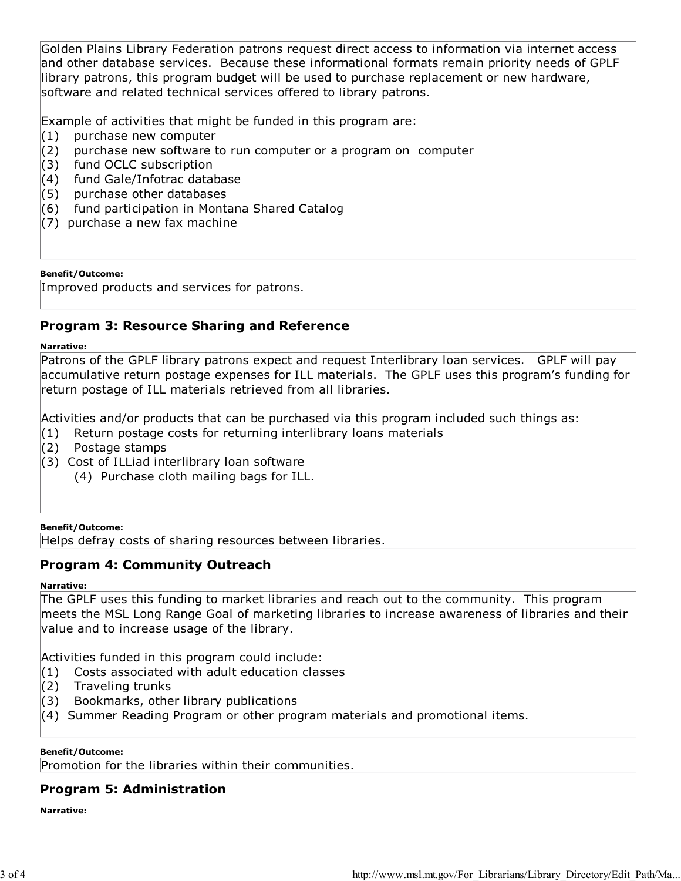Golden Plains Library Federation patrons request direct access to information via internet access and other database services. Because these informational formats remain priority needs of GPLF library patrons, this program budget will be used to purchase replacement or new hardware, software and related technical services offered to library patrons.

Example of activities that might be funded in this program are:
(1) purchase new computer
(2) purchase new software to run computer or a program on computer
(3) fund OCLC subscription
(4) fund Gale/Infotrac database
(5) purchase other databases
(6) fund participation in Montana Shared Catalog
(7) purchase a new fax machine

**Benefit/Outcome:**

Improved products and services for patrons.

## Program 3: Resource Sharing and Reference

**Narrative:**

Patrons of the GPLF library patrons expect and request Interlibrary loan services. GPLF will pay accumulative return postage expenses for ILL materials. The GPLF uses this program's funding for return postage of ILL materials retrieved from all libraries.

Activities and/or products that can be purchased via this program included such things as:
(1) Return postage costs for returning interlibrary loans materials
(2) Postage stamps
(3) Cost of ILLiad interlibrary loan software
(4) Purchase cloth mailing bags for ILL.

**Benefit/Outcome:**

Helps defray costs of sharing resources between libraries.

## Program 4: Community Outreach

**Narrative:**

The GPLF uses this funding to market libraries and reach out to the community. This program meets the MSL Long Range Goal of marketing libraries to increase awareness of libraries and their value and to increase usage of the library.

Activities funded in this program could include:
(1) Costs associated with adult education classes
(2) Traveling trunks
(3) Bookmarks, other library publications
(4) Summer Reading Program or other program materials and promotional items.

**Benefit/Outcome:**

Promotion for the libraries within their communities.

## Program 5: Administration

**Narrative:**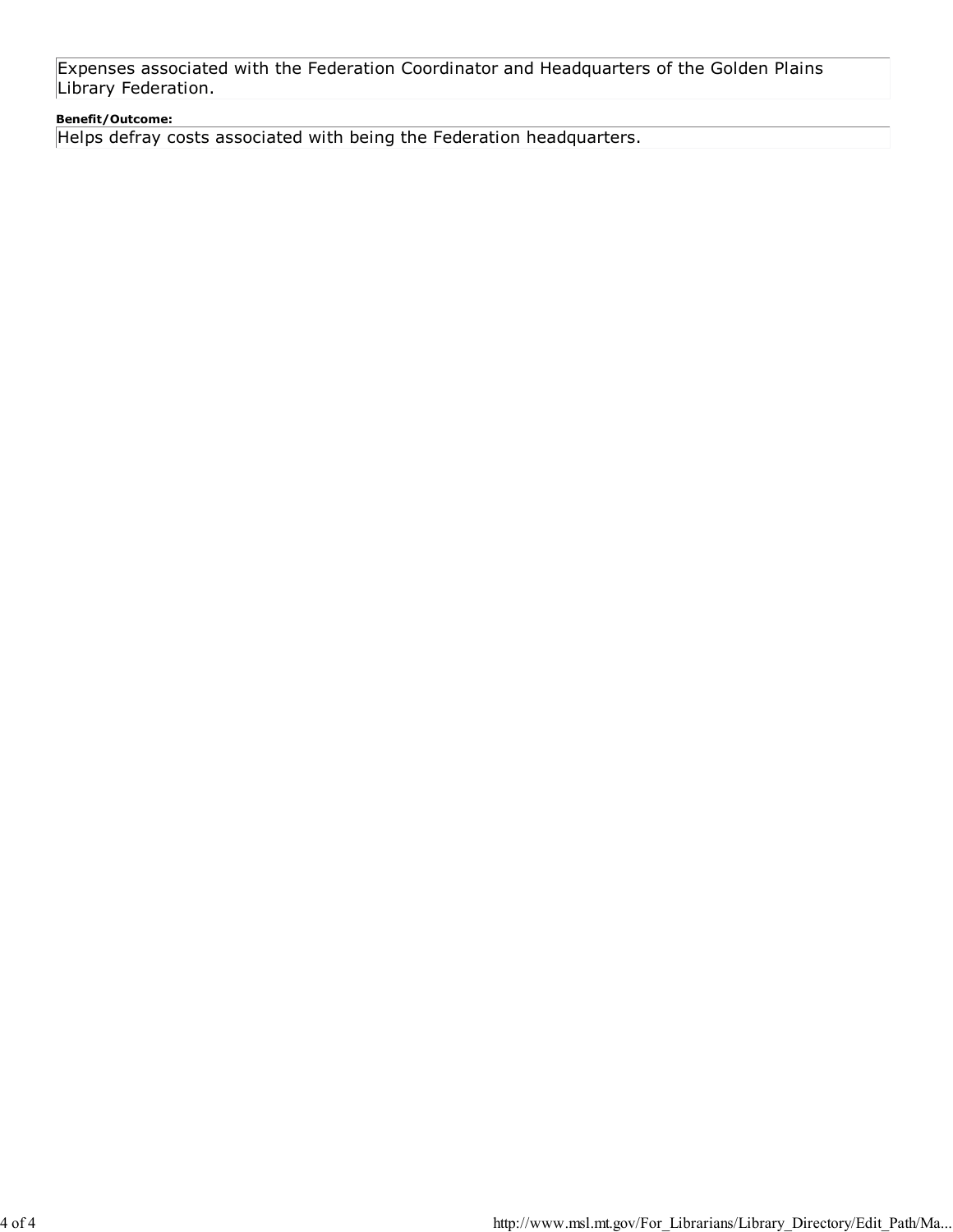Expenses associated with the Federation Coordinator and Headquarters of the Golden Plains Library Federation.

**Benefit/Outcome:**

Helps defray costs associated with being the Federation headquarters.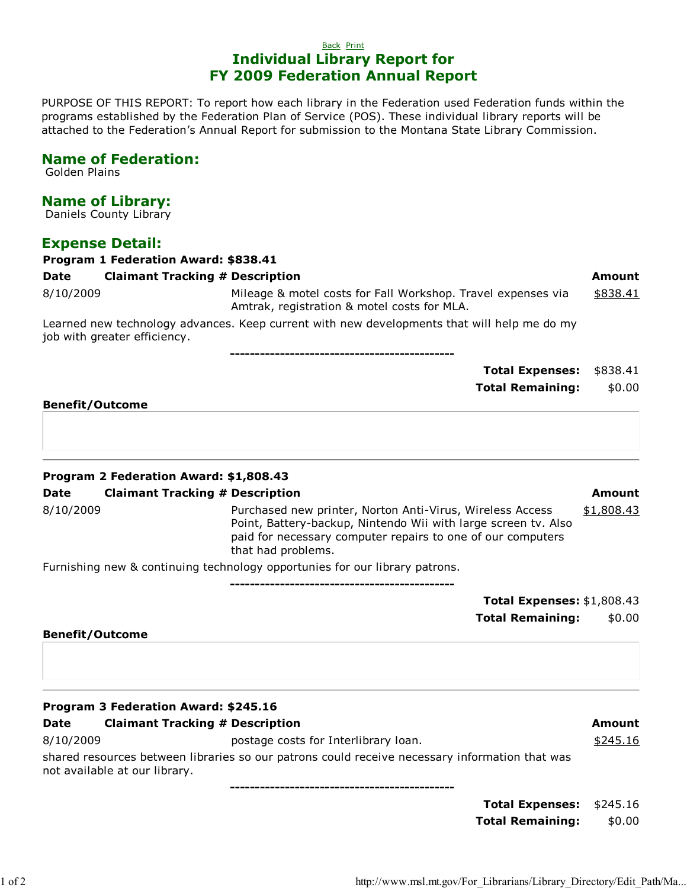Back Print

# Individual Library Report for FY 2009 Federation Annual Report

PURPOSE OF THIS REPORT: To report how each library in the Federation used Federation funds within the programs established by the Federation Plan of Service (POS). These individual library reports will be attached to the Federation's Annual Report for submission to the Montana State Library Commission.

## Name of Federation:

Golden Plains

## Name of Library:

Daniels County Library

## Expense Detail:

**Program 1 Federation Award: $838.41**

| Date | Claimant Tracking # | Description | Amount |
|---|---|---|---|
| 8/10/2009 | | Mileage & motel costs for Fall Workshop. Travel expenses via Amtrak, registration & motel costs for MLA. | $838.41 |

Learned new technology advances. Keep current with new developments that will help me do my job with greater efficiency.

---------------------------------------------

**Total Expenses:** $838.41

**Total Remaining:** $0.00

**Benefit/Outcome**

**Program 2 Federation Award: $1,808.43**

| Date | Claimant Tracking # | Description | Amount |
|---|---|---|---|
| 8/10/2009 | | Purchased new printer, Norton Anti-Virus, Wireless Access Point, Battery-backup, Nintendo Wii with large screen tv. Also paid for necessary computer repairs to one of our computers that had problems. | $1,808.43 |

Furnishing new & continuing technology opportunities for our library patrons.

---------------------------------------------

**Total Expenses:** $1,808.43

**Total Remaining:** $0.00

**Benefit/Outcome**

**Program 3 Federation Award: $245.16**

| Date | Claimant Tracking # | Description | Amount |
|---|---|---|---|
| 8/10/2009 | | postage costs for Interlibrary loan. | $245.16 |

shared resources between libraries so our patrons could receive necessary information that was not available at our library.

---------------------------------------------

**Total Expenses:** $245.16

**Total Remaining:** $0.00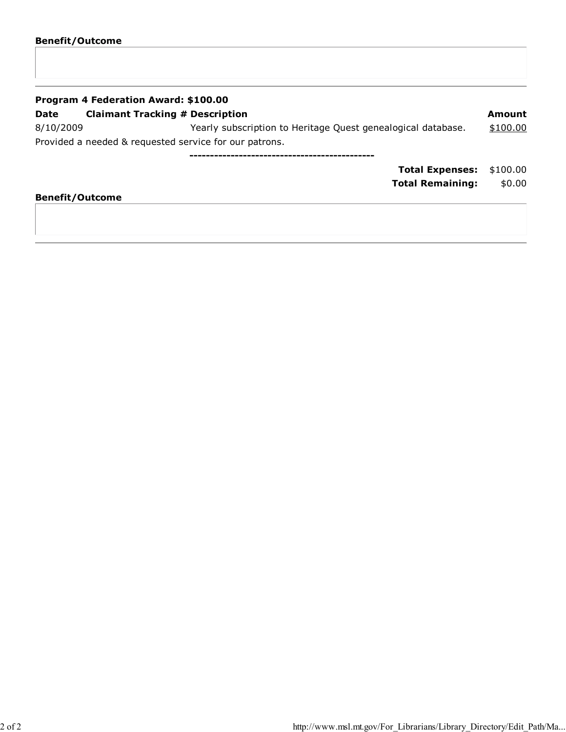**Benefit/Outcome**

---

**Program 4 Federation Award: $100.00**

| Date | Claimant Tracking # | Description | Amount |
| --- | --- | --- | --- |
| 8/10/2009 | | Yearly subscription to Heritage Quest genealogical database. | $100.00 |

Provided a needed & requested service for our patrons.

---

| | |
| --- | --- |
| **Total Expenses:** | $100.00 |
| **Total Remaining:** | $0.00 |

**Benefit/Outcome**

---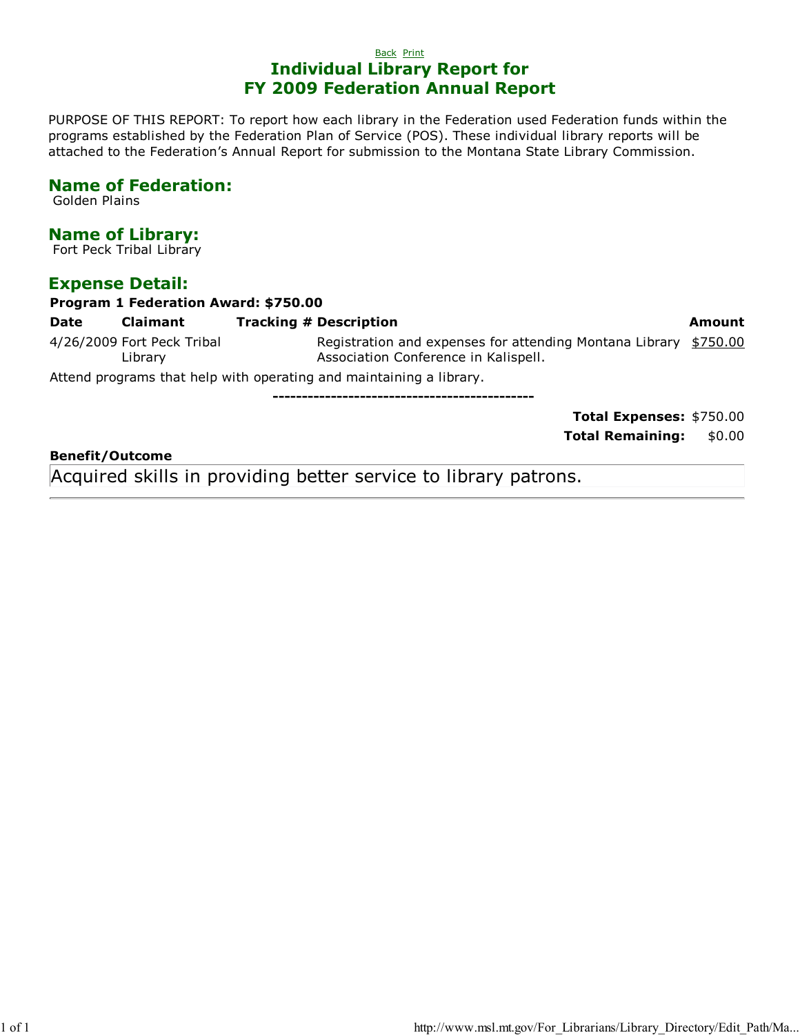Back Print

# Individual Library Report for FY 2009 Federation Annual Report

PURPOSE OF THIS REPORT: To report how each library in the Federation used Federation funds within the programs established by the Federation Plan of Service (POS). These individual library reports will be attached to the Federation's Annual Report for submission to the Montana State Library Commission.

## Name of Federation:

Golden Plains

## Name of Library:

Fort Peck Tribal Library

## Expense Detail:

**Program 1 Federation Award: $750.00**

| Date | Claimant | Tracking # | Description | Amount |
|---|---|---|---|---|
| 4/26/2009 | Fort Peck Tribal Library | | Registration and expenses for attending Montana Library Association Conference in Kalispell. | $750.00 |

Attend programs that help with operating and maintaining a library.

---

**Total Expenses:** $750.00

**Total Remaining:** $0.00

**Benefit/Outcome**

Acquired skills in providing better service to library patrons.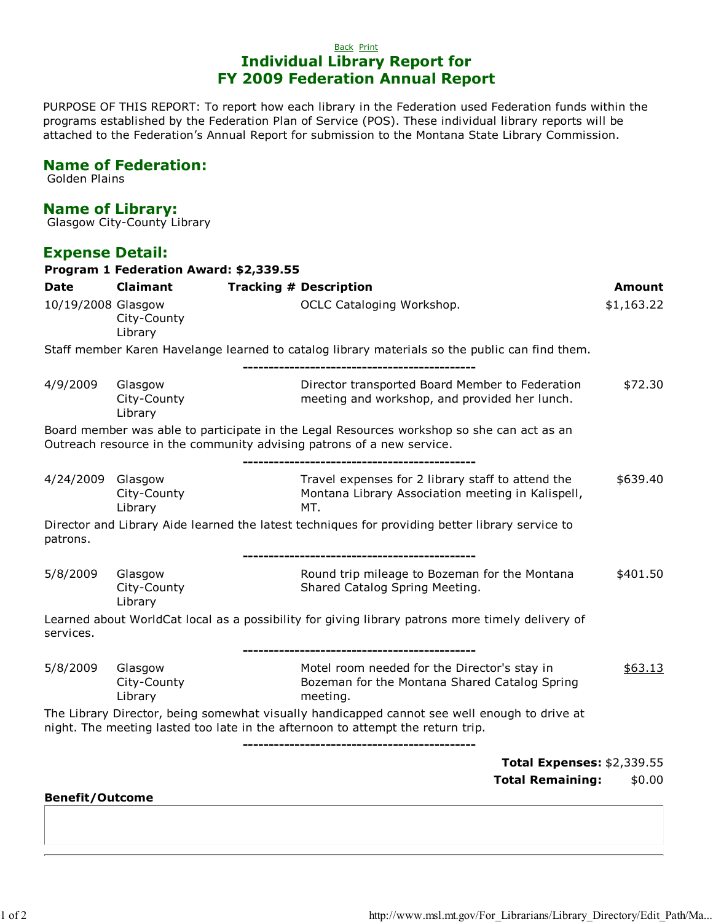Back Print

# Individual Library Report for FY 2009 Federation Annual Report

PURPOSE OF THIS REPORT: To report how each library in the Federation used Federation funds within the programs established by the Federation Plan of Service (POS). These individual library reports will be attached to the Federation's Annual Report for submission to the Montana State Library Commission.

## Name of Federation:

Golden Plains

## Name of Library:

Glasgow City-County Library

## Expense Detail:

**Program 1 Federation Award: $2,339.55**

| Date | Claimant | Tracking # | Description | Amount |
|---|---|---|---|---|
| 10/19/2008 | Glasgow City-County Library | | OCLC Cataloging Workshop. | $1,163.22 |

Staff member Karen Havelange learned to catalog library materials so the public can find them.

--------------------------------------------

| Date | Claimant | Tracking # | Description | Amount |
|---|---|---|---|---|
| 4/9/2009 | Glasgow City-County Library | | Director transported Board Member to Federation meeting and workshop, and provided her lunch. | $72.30 |

Board member was able to participate in the Legal Resources workshop so she can act as an Outreach resource in the community advising patrons of a new service.

--------------------------------------------

| Date | Claimant | Tracking # | Description | Amount |
|---|---|---|---|---|
| 4/24/2009 | Glasgow City-County Library | | Travel expenses for 2 library staff to attend the Montana Library Association meeting in Kalispell, MT. | $639.40 |

Director and Library Aide learned the latest techniques for providing better library service to patrons.

--------------------------------------------

| Date | Claimant | Tracking # | Description | Amount |
|---|---|---|---|---|
| 5/8/2009 | Glasgow City-County Library | | Round trip mileage to Bozeman for the Montana Shared Catalog Spring Meeting. | $401.50 |

Learned about WorldCat local as a possibility for giving library patrons more timely delivery of services.

--------------------------------------------

| Date | Claimant | Tracking # | Description | Amount |
|---|---|---|---|---|
| 5/8/2009 | Glasgow City-County Library | | Motel room needed for the Director's stay in Bozeman for the Montana Shared Catalog Spring meeting. | $63.13 |

The Library Director, being somewhat visually handicapped cannot see well enough to drive at night. The meeting lasted too late in the afternoon to attempt the return trip.

--------------------------------------------

**Total Expenses:** $2,339.55

**Total Remaining:** $0.00

**Benefit/Outcome**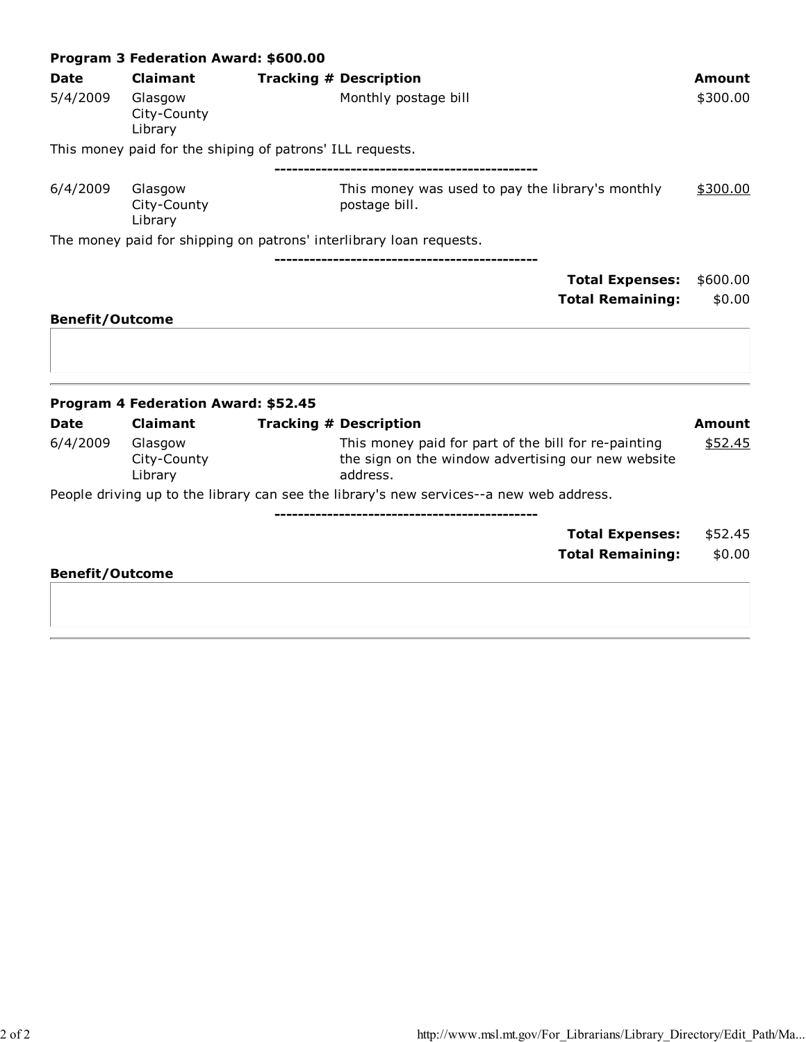**Program 3 Federation Award: $600.00**

| Date | Claimant | Tracking # | Description | Amount |
|---|---|---|---|---|
| 5/4/2009 | Glasgow City-County Library | | Monthly postage bill | $300.00 |

This money paid for the shiping of patrons' ILL requests.

---

| Date | Claimant | Tracking # | Description | Amount |
|---|---|---|---|---|
| 6/4/2009 | Glasgow City-County Library | | This money was used to pay the library's monthly postage bill. | $300.00 |

The money paid for shipping on patrons' interlibrary loan requests.

---

**Total Expenses:** $600.00

**Total Remaining:** $0.00

**Benefit/Outcome**

---

**Program 4 Federation Award: $52.45**

| Date | Claimant | Tracking # | Description | Amount |
|---|---|---|---|---|
| 6/4/2009 | Glasgow City-County Library | | This money paid for part of the bill for re-painting the sign on the window advertising our new website address. | $52.45 |

People driving up to the library can see the library's new services--a new web address.

---

**Total Expenses:** $52.45

**Total Remaining:** $0.00

**Benefit/Outcome**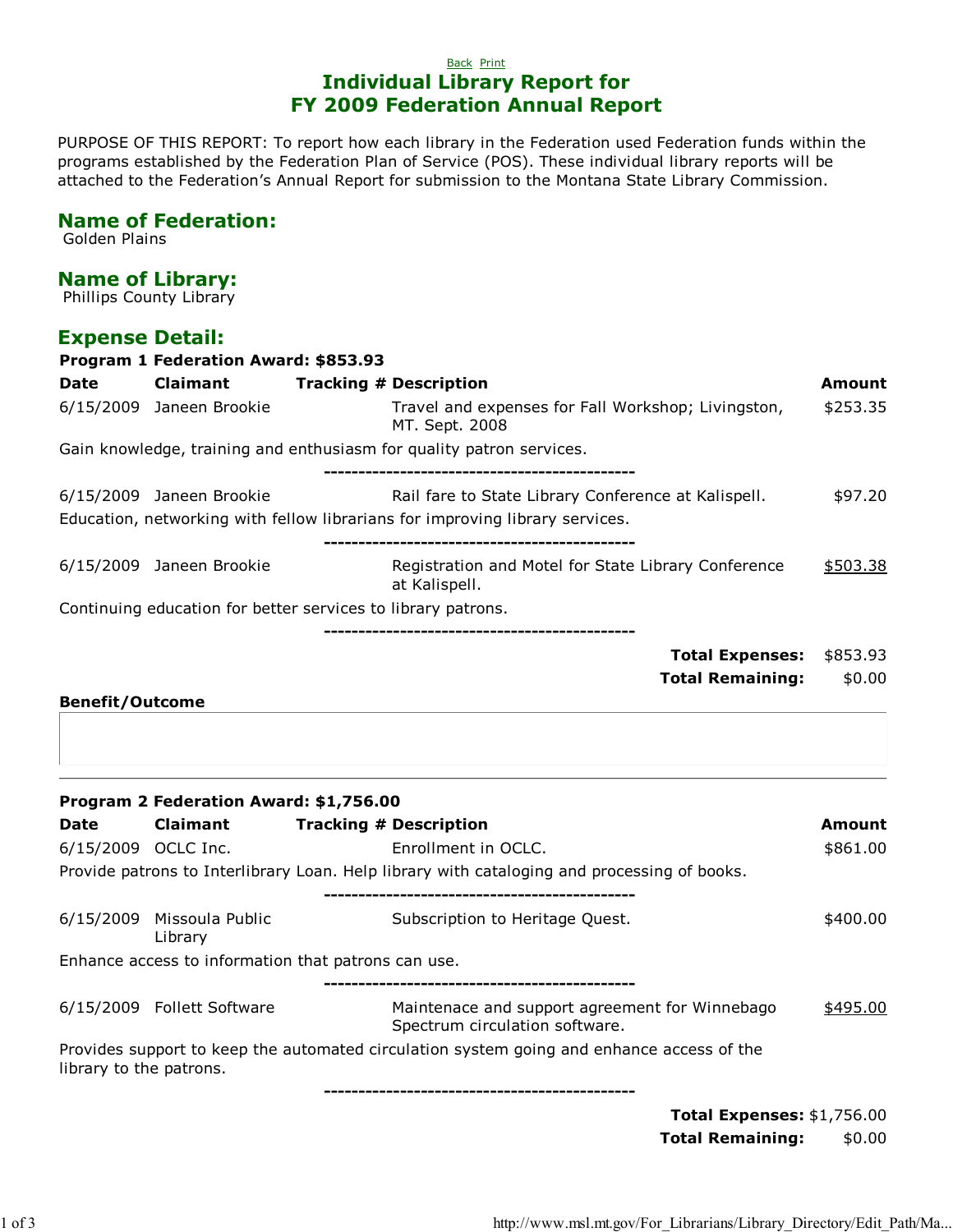Back Print

# Individual Library Report for FY 2009 Federation Annual Report

PURPOSE OF THIS REPORT: To report how each library in the Federation used Federation funds within the programs established by the Federation Plan of Service (POS). These individual library reports will be attached to the Federation's Annual Report for submission to the Montana State Library Commission.

## Name of Federation:

Golden Plains

## Name of Library:

Phillips County Library

## Expense Detail:

**Program 1 Federation Award: $853.93**

| Date | Claimant | Tracking # | Description | Amount |
|---|---|---|---|---|
| 6/15/2009 | Janeen Brookie | | Travel and expenses for Fall Workshop; Livingston, MT. Sept. 2008 | $253.35 |

Gain knowledge, training and enthusiasm for quality patron services.

--------------------------------------------

| Date | Claimant | Tracking # | Description | Amount |
|---|---|---|---|---|
| 6/15/2009 | Janeen Brookie | | Rail fare to State Library Conference at Kalispell. | $97.20 |

Education, networking with fellow librarians for improving library services.

--------------------------------------------

| Date | Claimant | Tracking # | Description | Amount |
|---|---|---|---|---|
| 6/15/2009 | Janeen Brookie | | Registration and Motel for State Library Conference at Kalispell. | $503.38 |

Continuing education for better services to library patrons.

--------------------------------------------

**Total Expenses:** $853.93

**Total Remaining:** $0.00

**Benefit/Outcome**

---

**Program 2 Federation Award: $1,756.00**

| Date | Claimant | Tracking # | Description | Amount |
|---|---|---|---|---|
| 6/15/2009 | OCLC Inc. | | Enrollment in OCLC. | $861.00 |

Provide patrons to Interlibrary Loan. Help library with cataloging and processing of books.

--------------------------------------------

| Date | Claimant | Tracking # | Description | Amount |
|---|---|---|---|---|
| 6/15/2009 | Missoula Public Library | | Subscription to Heritage Quest. | $400.00 |

Enhance access to information that patrons can use.

--------------------------------------------

| Date | Claimant | Tracking # | Description | Amount |
|---|---|---|---|---|
| 6/15/2009 | Follett Software | | Maintenace and support agreement for Winnebago Spectrum circulation software. | $495.00 |

Provides support to keep the automated circulation system going and enhance access of the library to the patrons.

--------------------------------------------

**Total Expenses:** $1,756.00

**Total Remaining:** $0.00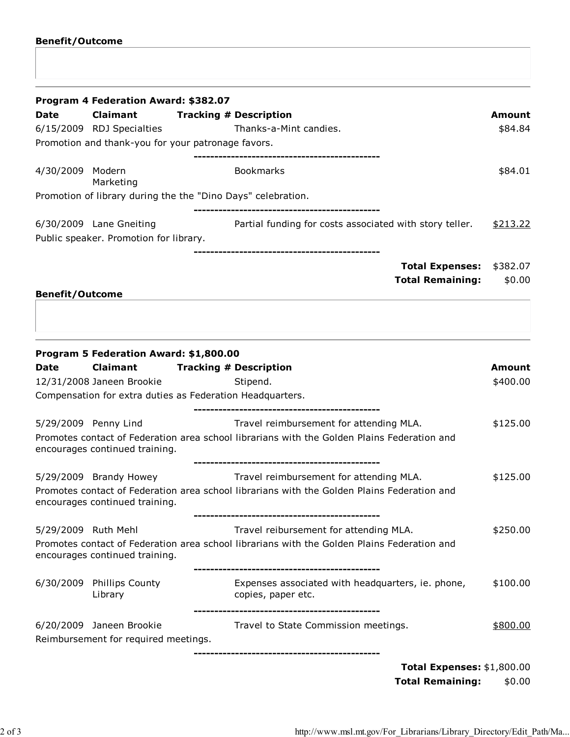**Benefit/Outcome**

---

**Program 4 Federation Award: $382.07**

| Date | Claimant | Tracking # | Description | Amount |
|---|---|---|---|---|
| 6/15/2009 | RDJ Specialties | | Thanks-a-Mint candies. | $84.84 |

Promotion and thank-you for your patronage favors.

---

| Date | Claimant | Tracking # | Description | Amount |
|---|---|---|---|---|
| 4/30/2009 | Modern Marketing | | Bookmarks | $84.01 |

Promotion of library during the the "Dino Days" celebration.

---

| Date | Claimant | Tracking # | Description | Amount |
|---|---|---|---|---|
| 6/30/2009 | Lane Gneiting | | Partial funding for costs associated with story teller. | $213.22 |

Public speaker. Promotion for library.

---

**Total Expenses:** $382.07

**Total Remaining:** $0.00

**Benefit/Outcome**

---

**Program 5 Federation Award: $1,800.00**

| Date | Claimant | Tracking # | Description | Amount |
|---|---|---|---|---|
| 12/31/2008 | Janeen Brookie | | Stipend. | $400.00 |

Compensation for extra duties as Federation Headquarters.

---

| Date | Claimant | Tracking # | Description | Amount |
|---|---|---|---|---|
| 5/29/2009 | Penny Lind | | Travel reimbursement for attending MLA. | $125.00 |

Promotes contact of Federation area school librarians with the Golden Plains Federation and encourages continued training.

---

| Date | Claimant | Tracking # | Description | Amount |
|---|---|---|---|---|
| 5/29/2009 | Brandy Howey | | Travel reimbursement for attending MLA. | $125.00 |

Promotes contact of Federation area school librarians with the Golden Plains Federation and encourages continued training.

---

| Date | Claimant | Tracking # | Description | Amount |
|---|---|---|---|---|
| 5/29/2009 | Ruth Mehl | | Travel reibursement for attending MLA. | $250.00 |

Promotes contact of Federation area school librarians with the Golden Plains Federation and encourages continued training.

---

| Date | Claimant | Tracking # | Description | Amount |
|---|---|---|---|---|
| 6/30/2009 | Phillips County Library | | Expenses associated with headquarters, ie. phone, copies, paper etc. | $100.00 |

---

| Date | Claimant | Tracking # | Description | Amount |
|---|---|---|---|---|
| 6/20/2009 | Janeen Brookie | | Travel to State Commission meetings. | $800.00 |

Reimbursement for required meetings.

---

**Total Expenses:** $1,800.00

**Total Remaining:** $0.00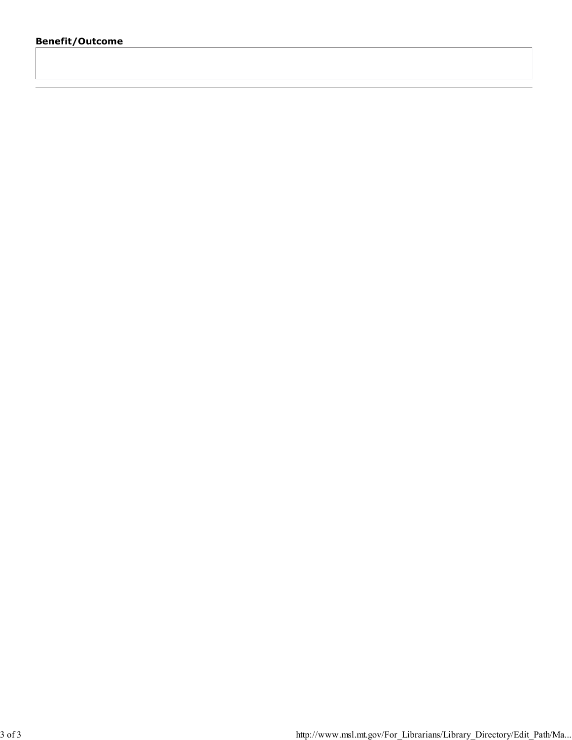**Benefit/Outcome**

---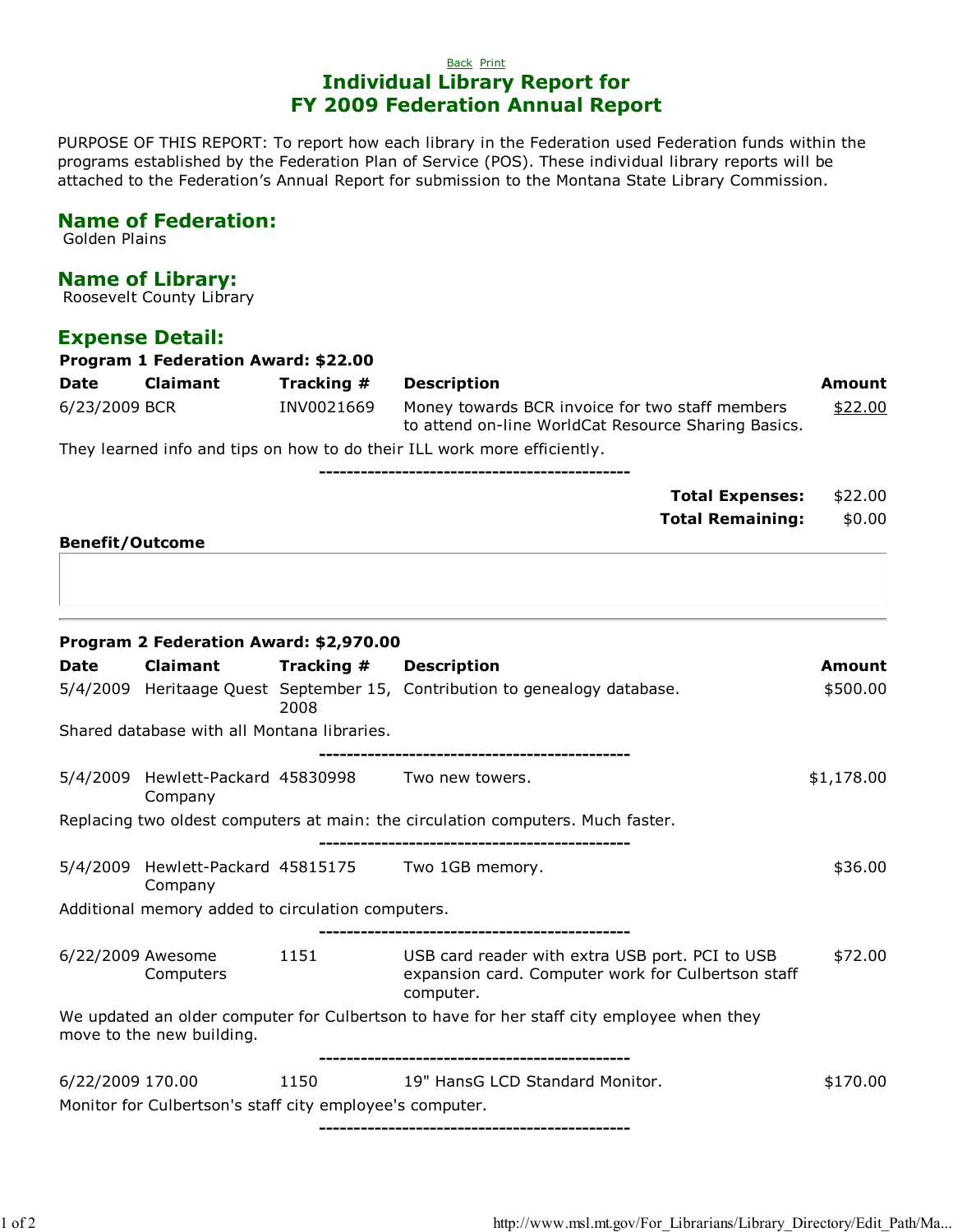Back Print

# Individual Library Report for FY 2009 Federation Annual Report

PURPOSE OF THIS REPORT: To report how each library in the Federation used Federation funds within the programs established by the Federation Plan of Service (POS). These individual library reports will be attached to the Federation's Annual Report for submission to the Montana State Library Commission.

## Name of Federation:

Golden Plains

## Name of Library:

Roosevelt County Library

## Expense Detail:

**Program 1 Federation Award: $22.00**

| Date | Claimant | Tracking # | Description | Amount |
|---|---|---|---|---|
| 6/23/2009 | BCR | INV0021669 | Money towards BCR invoice for two staff members to attend on-line WorldCat Resource Sharing Basics. | $22.00 |

They learned info and tips on how to do their ILL work more efficiently.

---

**Total Expenses:** $22.00

**Total Remaining:** $0.00

**Benefit/Outcome**

---

**Program 2 Federation Award: $2,970.00**

| Date | Claimant | Tracking # | Description | Amount |
|---|---|---|---|---|
| 5/4/2009 | Heritaage Quest | September 15, 2008 | Contribution to genealogy database. | $500.00 |

Shared database with all Montana libraries.

---

| Date | Claimant | Tracking # | Description | Amount |
|---|---|---|---|---|
| 5/4/2009 | Hewlett-Packard Company | 45830998 | Two new towers. | $1,178.00 |

Replacing two oldest computers at main: the circulation computers. Much faster.

---

| Date | Claimant | Tracking # | Description | Amount |
|---|---|---|---|---|
| 5/4/2009 | Hewlett-Packard Company | 45815175 | Two 1GB memory. | $36.00 |

Additional memory added to circulation computers.

---

| Date | Claimant | Tracking # | Description | Amount |
|---|---|---|---|---|
| 6/22/2009 | Awesome Computers | 1151 | USB card reader with extra USB port. PCI to USB expansion card. Computer work for Culbertson staff computer. | $72.00 |

We updated an older computer for Culbertson to have for her staff city employee when they move to the new building.

---

| Date | Claimant | Tracking # | Description | Amount |
|---|---|---|---|---|
| 6/22/2009 | 170.00 | 1150 | 19" HansG LCD Standard Monitor. | $170.00 |

Monitor for Culbertson's staff city employee's computer.

---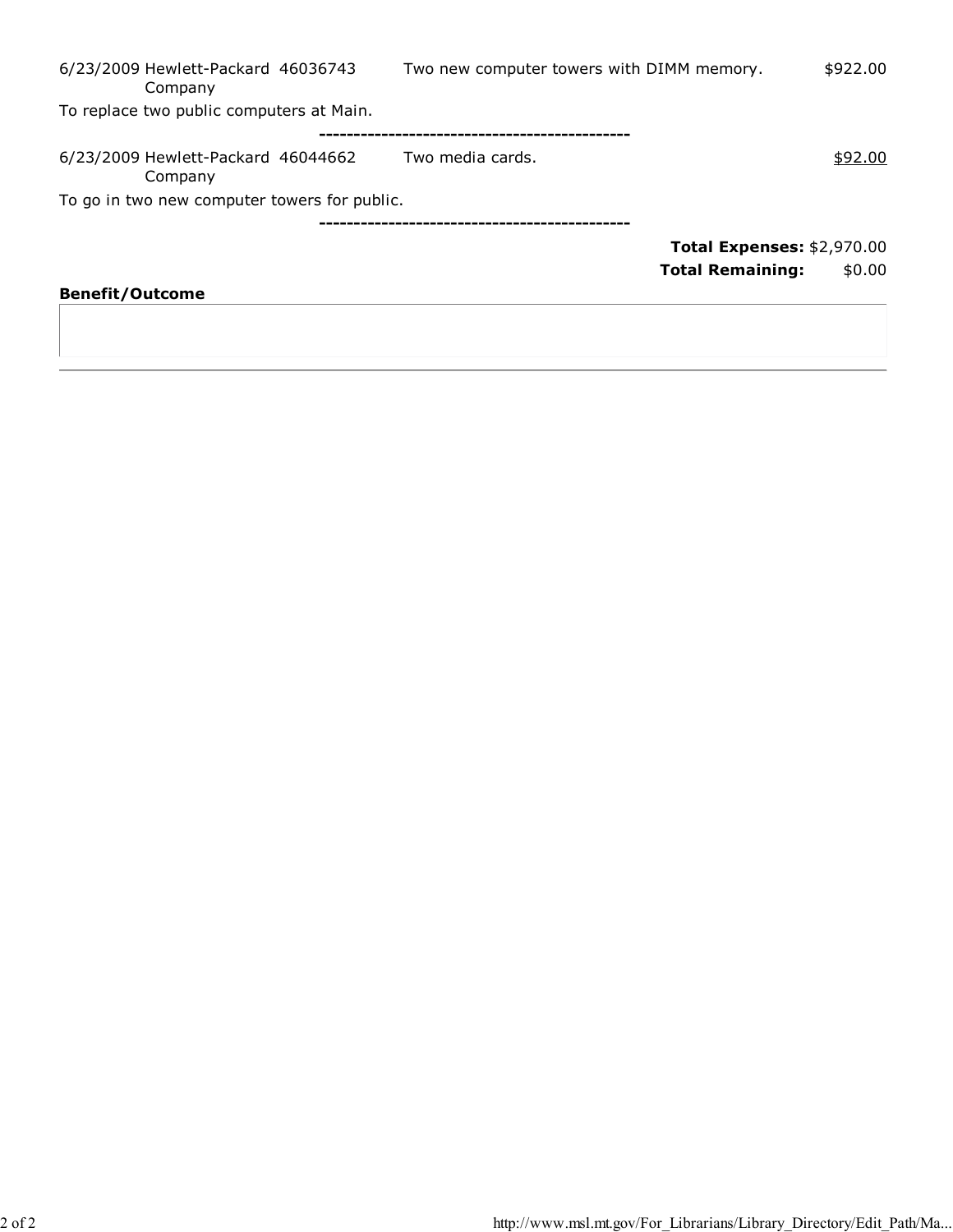| Date | Vendor | Invoice | Description | Amount |
|---|---|---|---|---|
| 6/23/2009 | Hewlett-Packard Company | 46036743 | Two new computer towers with DIMM memory. | $922.00 |

To replace two public computers at Main.

---------------------------------------------

| Date | Vendor | Invoice | Description | Amount |
|---|---|---|---|---|
| 6/23/2009 | Hewlett-Packard Company | 46044662 | Two media cards. | $92.00 |

To go in two new computer towers for public.

---------------------------------------------

**Total Expenses:** $2,970.00

**Total Remaining:** $0.00

**Benefit/Outcome**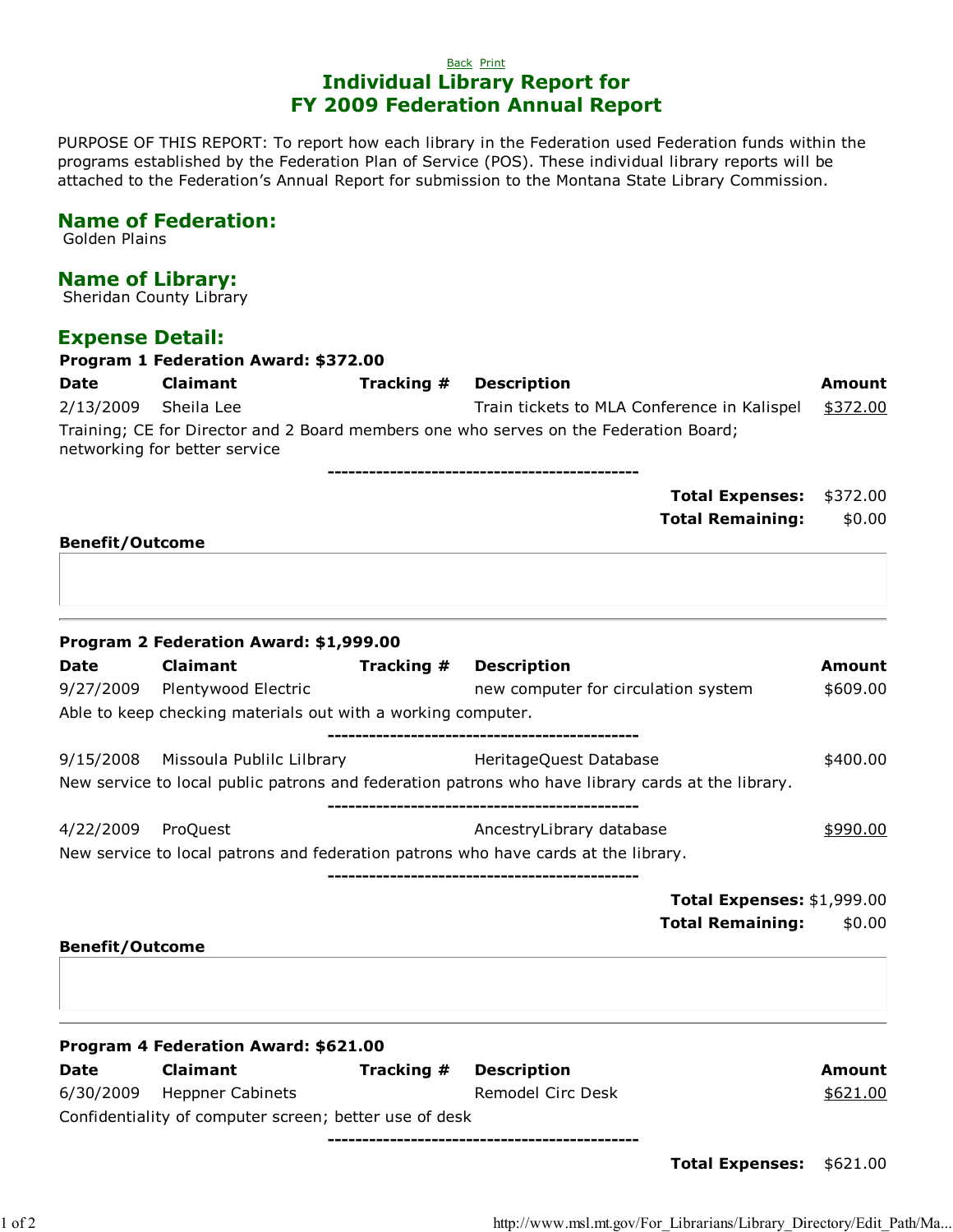Back Print

# Individual Library Report for FY 2009 Federation Annual Report

PURPOSE OF THIS REPORT: To report how each library in the Federation used Federation funds within the programs established by the Federation Plan of Service (POS). These individual library reports will be attached to the Federation's Annual Report for submission to the Montana State Library Commission.

## Name of Federation:

Golden Plains

## Name of Library:

Sheridan County Library

## Expense Detail:

**Program 1 Federation Award: $372.00**

| Date | Claimant | Tracking # | Description | Amount |
|---|---|---|---|---|
| 2/13/2009 | Sheila Lee | | Train tickets to MLA Conference in Kalispel | $372.00 |

Training; CE for Director and 2 Board members one who serves on the Federation Board; networking for better service

---

**Total Expenses:** $372.00

**Total Remaining:** $0.00

**Benefit/Outcome**

---

**Program 2 Federation Award: $1,999.00**

| Date | Claimant | Tracking # | Description | Amount |
|---|---|---|---|---|
| 9/27/2009 | Plentywood Electric | | new computer for circulation system | $609.00 |

Able to keep checking materials out with a working computer.

---

| Date | Claimant | Tracking # | Description | Amount |
|---|---|---|---|---|
| 9/15/2008 | Missoula Publilc Lilbrary | | HeritageQuest Database | $400.00 |

New service to local public patrons and federation patrons who have library cards at the library.

---

| Date | Claimant | Tracking # | Description | Amount |
|---|---|---|---|---|
| 4/22/2009 | ProQuest | | AncestryLibrary database | $990.00 |

New service to local patrons and federation patrons who have cards at the library.

---

**Total Expenses:** $1,999.00

**Total Remaining:** $0.00

**Benefit/Outcome**

---

**Program 4 Federation Award: $621.00**

| Date | Claimant | Tracking # | Description | Amount |
|---|---|---|---|---|
| 6/30/2009 | Heppner Cabinets | | Remodel Circ Desk | $621.00 |

Confidentiality of computer screen; better use of desk

---

**Total Expenses:** $621.00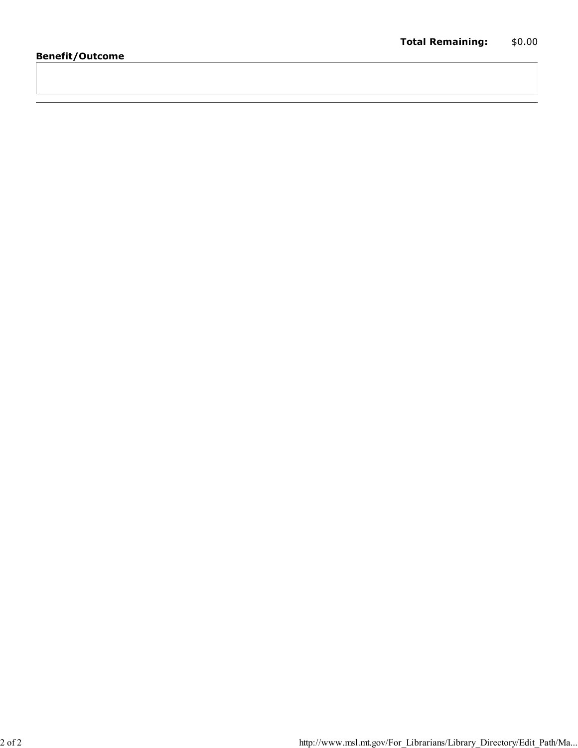**Total Remaining:** $0.00

**Benefit/Outcome**